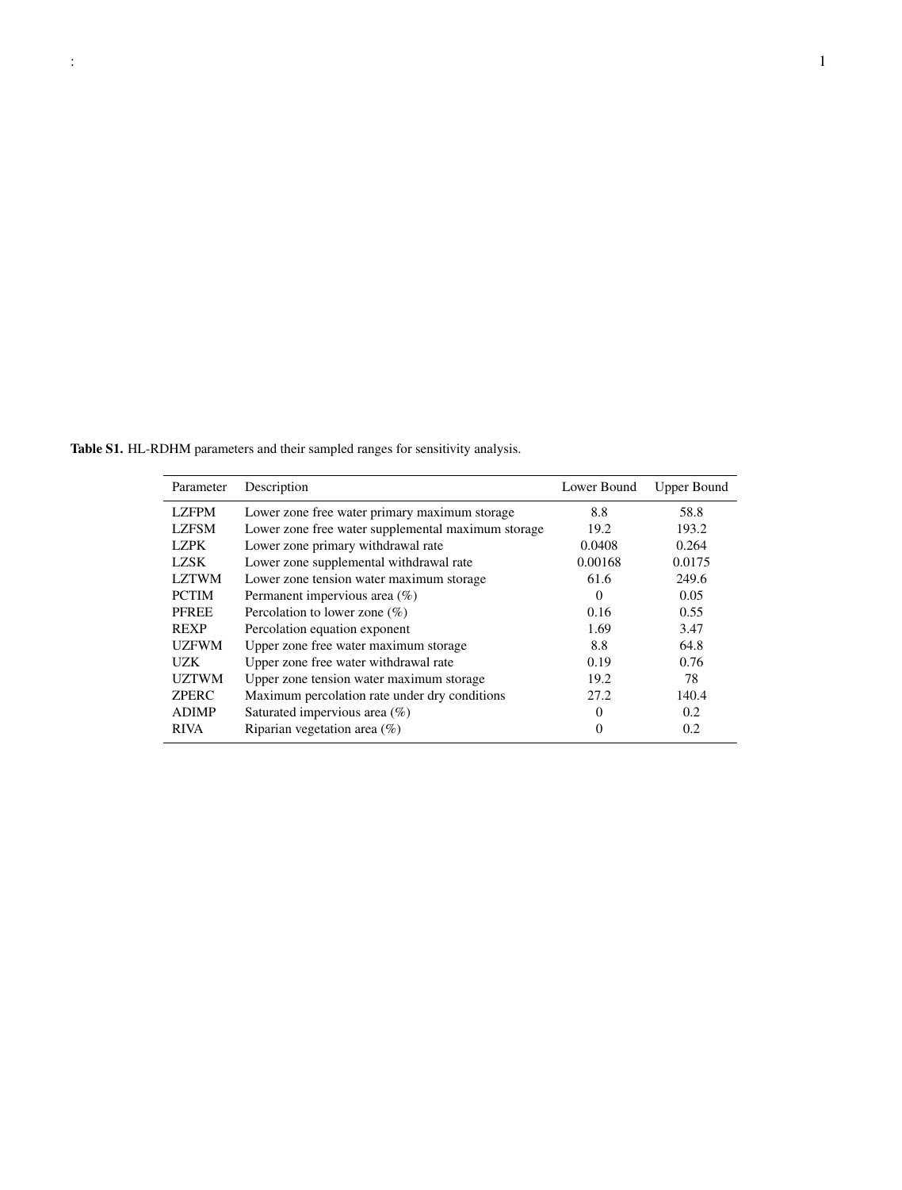**Table S1.** HL-RDHM parameters and their sampled ranges for sensitivity analysis.

| Parameter | Description | Lower Bound | Upper Bound |
|---|---|---|---|
| LZFPM | Lower zone free water primary maximum storage | 8.8 | 58.8 |
| LZFSM | Lower zone free water supplemental maximum storage | 19.2 | 193.2 |
| LZPK | Lower zone primary withdrawal rate | 0.0408 | 0.264 |
| LZSK | Lower zone supplemental withdrawal rate | 0.00168 | 0.0175 |
| LZTWM | Lower zone tension water maximum storage | 61.6 | 249.6 |
| PCTIM | Permanent impervious area (%) | 0 | 0.05 |
| PFREE | Percolation to lower zone (%) | 0.16 | 0.55 |
| REXP | Percolation equation exponent | 1.69 | 3.47 |
| UZFWM | Upper zone free water maximum storage | 8.8 | 64.8 |
| UZK | Upper zone free water withdrawal rate | 0.19 | 0.76 |
| UZTWM | Upper zone tension water maximum storage | 19.2 | 78 |
| ZPERC | Maximum percolation rate under dry conditions | 27.2 | 140.4 |
| ADIMP | Saturated impervious area (%) | 0 | 0.2 |
| RIVA | Riparian vegetation area (%) | 0 | 0.2 |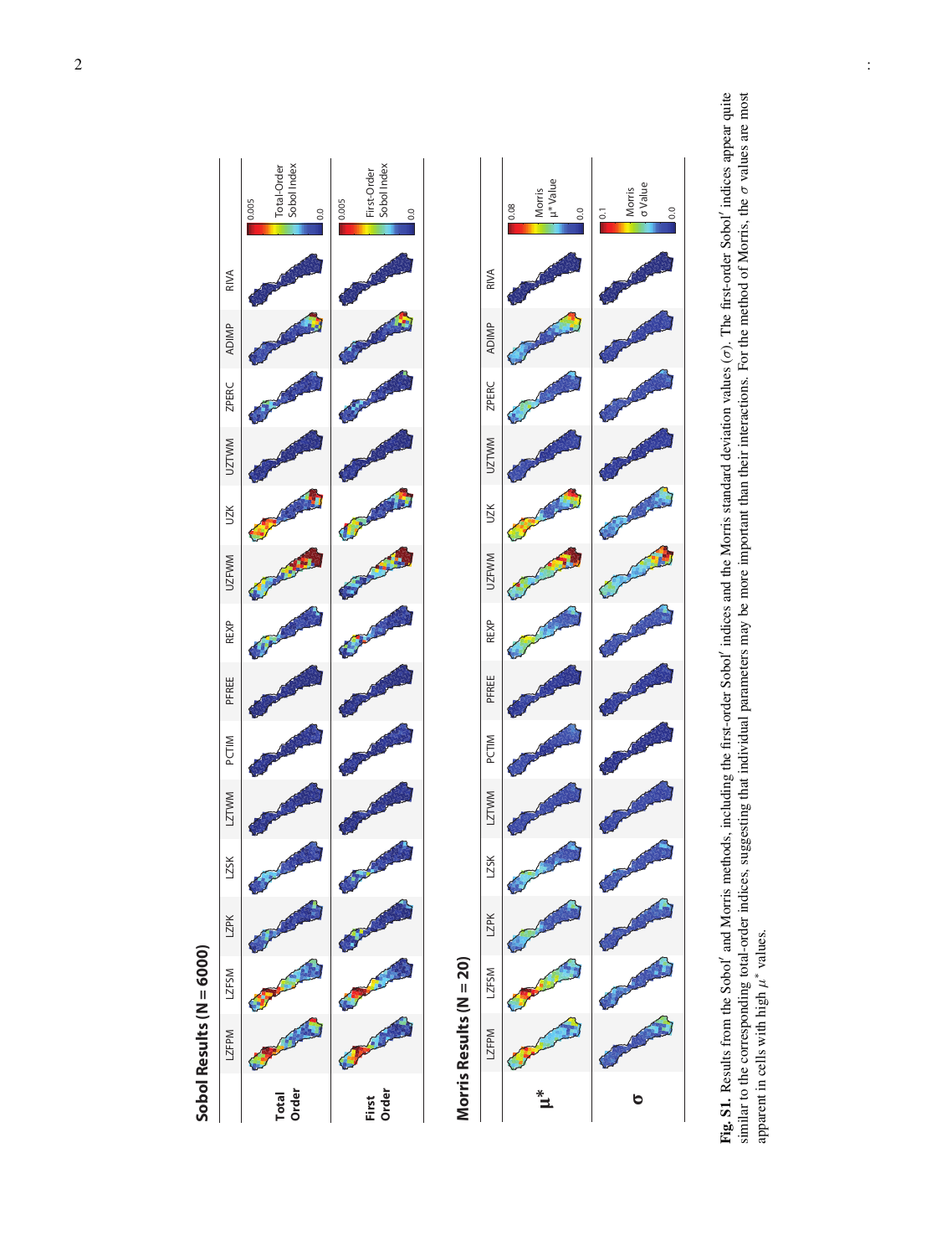Sobol Results (N = 6000)

LZFPM LZFSM LZPK LZSK LZTWM PCTIM PFREE REXP UZFWM UZK UZTWM ZPERC ADIMP RIVA

Total Order

First Order

0.005 Total-Order Sobol Index 0.0

0.005 First-Order Sobol Index 0.0

Morris Results (N = 20)

LZFPM LZFSM LZPK LZSK LZTWM PCTIM PFREE REXP UZFWM UZK UZTWM ZPERC ADIMP RIVA

μ*

σ

0.08 Morris μ* Value 0.0

0.1 Morris σ Value 0.0

**Fig. S1.** Results from the Sobol′ and Morris methods, including the first-order Sobol′ indices and the Morris standard deviation values ($\sigma$). The first-order Sobol′ indices appear quite similar to the corresponding total-order indices, suggesting that individual parameters may be more important than their interactions. For the method of Morris, the $\sigma$ values are most apparent in cells with high $\mu^*$ values.